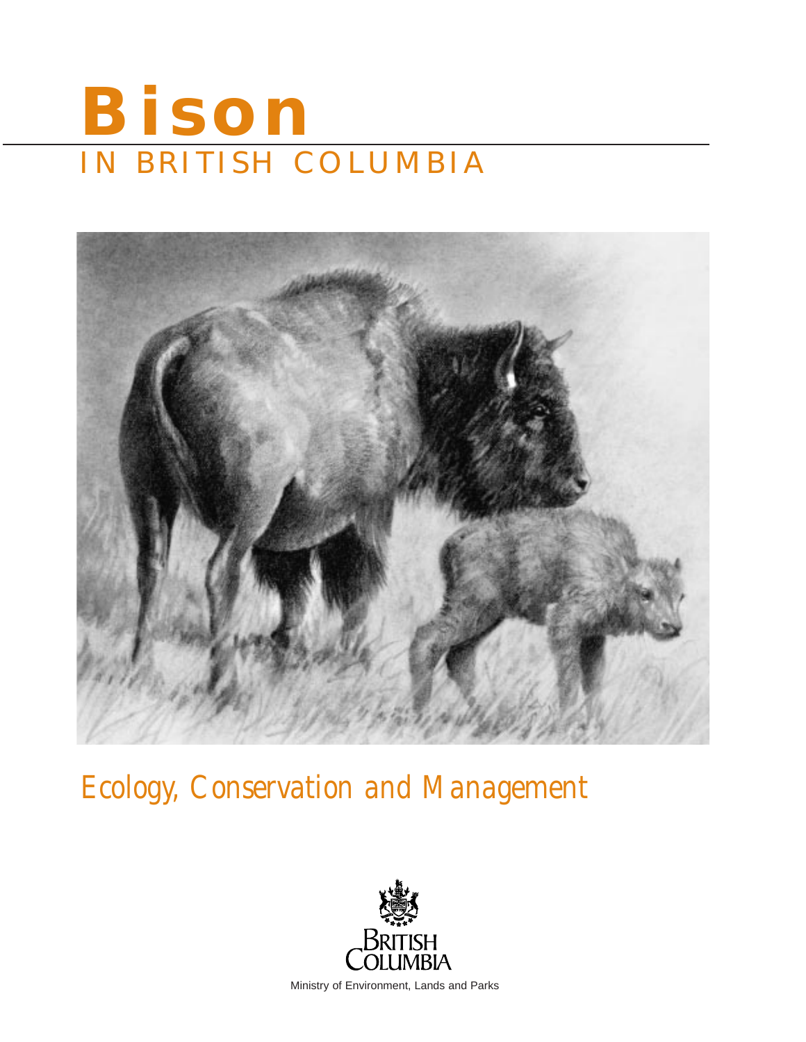# Bison

## IN BRITISH COLUMBIA

Ecology, Conservation and Management

BRITISH COLUMBIA

Ministry of Environment, Lands and Parks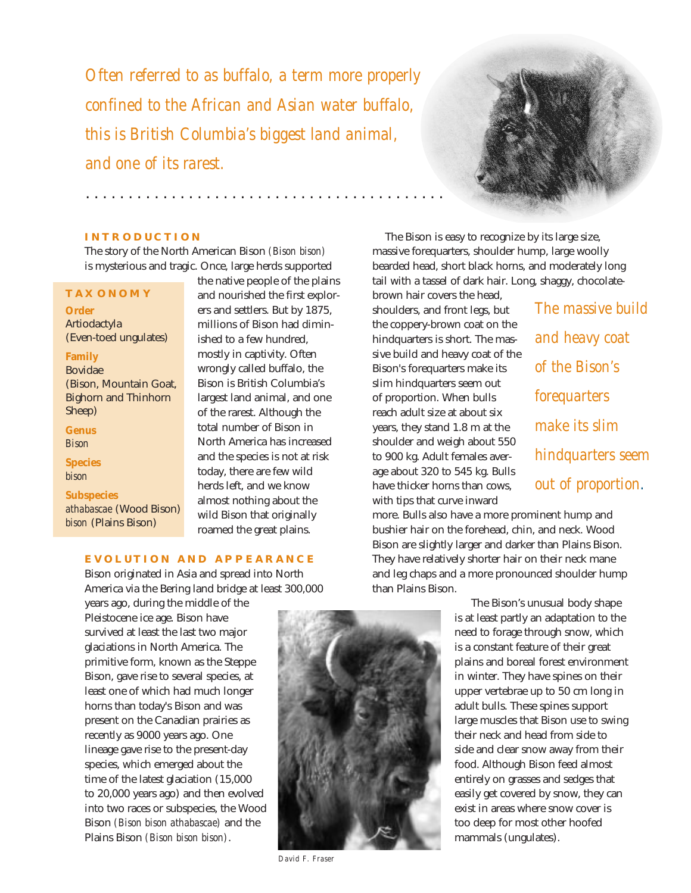*Often referred to as buffalo, a term more properly confined to the African and Asian water buffalo, this is British Columbia's biggest land animal, and one of its rarest.*

## INTRODUCTION

The story of the North American Bison *(Bison bison)* is mysterious and tragic. Once, large herds supported the native people of the plains and nourished the first explorers and settlers. But by 1875, millions of Bison had diminished to a few hundred, mostly in captivity. Often wrongly called buffalo, the Bison is British Columbia's largest land animal, and one of the rarest. Although the total number of Bison in North America has increased and the species is not at risk today, there are few wild herds left, and we know almost nothing about the wild Bison that originally roamed the great plains.

### TAXONOMY

**Order**
Artiodactyla
(Even-toed ungulates)

**Family**
Bovidae
(Bison, Mountain Goat, Bighorn and Thinhorn Sheep)

**Genus**
*Bison*

**Species**
*bison*

**Subspecies**
*athabascae* (Wood Bison)
*bison* (Plains Bison)

## EVOLUTION AND APPEARANCE

Bison originated in Asia and spread into North America via the Bering land bridge at least 300,000 years ago, during the middle of the Pleistocene ice age. Bison have survived at least the last two major glaciations in North America. The primitive form, known as the Steppe Bison, gave rise to several species, at least one of which had much longer horns than today's Bison and was present on the Canadian prairies as recently as 9000 years ago. One lineage gave rise to the present-day species, which emerged about the time of the latest glaciation (15,000 to 20,000 years ago) and then evolved into two races or subspecies, the Wood Bison *(Bison bison athabascae)* and the Plains Bison *(Bison bison bison)*.

David F. Fraser

The Bison is easy to recognize by its large size, massive forequarters, shoulder hump, large woolly bearded head, short black horns, and moderately long tail with a tassel of dark hair. Long, shaggy, chocolate-brown hair covers the head, shoulders, and front legs, but the coppery-brown coat on the hindquarters is short. The massive build and heavy coat of the Bison's forequarters make its slim hindquarters seem out of proportion. When bulls reach adult size at about six years, they stand 1.8 m at the shoulder and weigh about 550 to 900 kg. Adult females average about 320 to 545 kg. Bulls have thicker horns than cows, with tips that curve inward more. Bulls also have a more prominent hump and bushier hair on the forehead, chin, and neck. Wood Bison are slightly larger and darker than Plains Bison. They have relatively shorter hair on their neck mane and leg chaps and a more pronounced shoulder hump than Plains Bison.

*The massive build and heavy coat of the Bison's forequarters make its slim hindquarters seem out of proportion.*

The Bison's unusual body shape is at least partly an adaptation to the need to forage through snow, which is a constant feature of their great plains and boreal forest environment in winter. They have spines on their upper vertebrae up to 50 cm long in adult bulls. These spines support large muscles that Bison use to swing their neck and head from side to side and clear snow away from their food. Although Bison feed almost entirely on grasses and sedges that easily get covered by snow, they can exist in areas where snow cover is too deep for most other hoofed mammals (ungulates).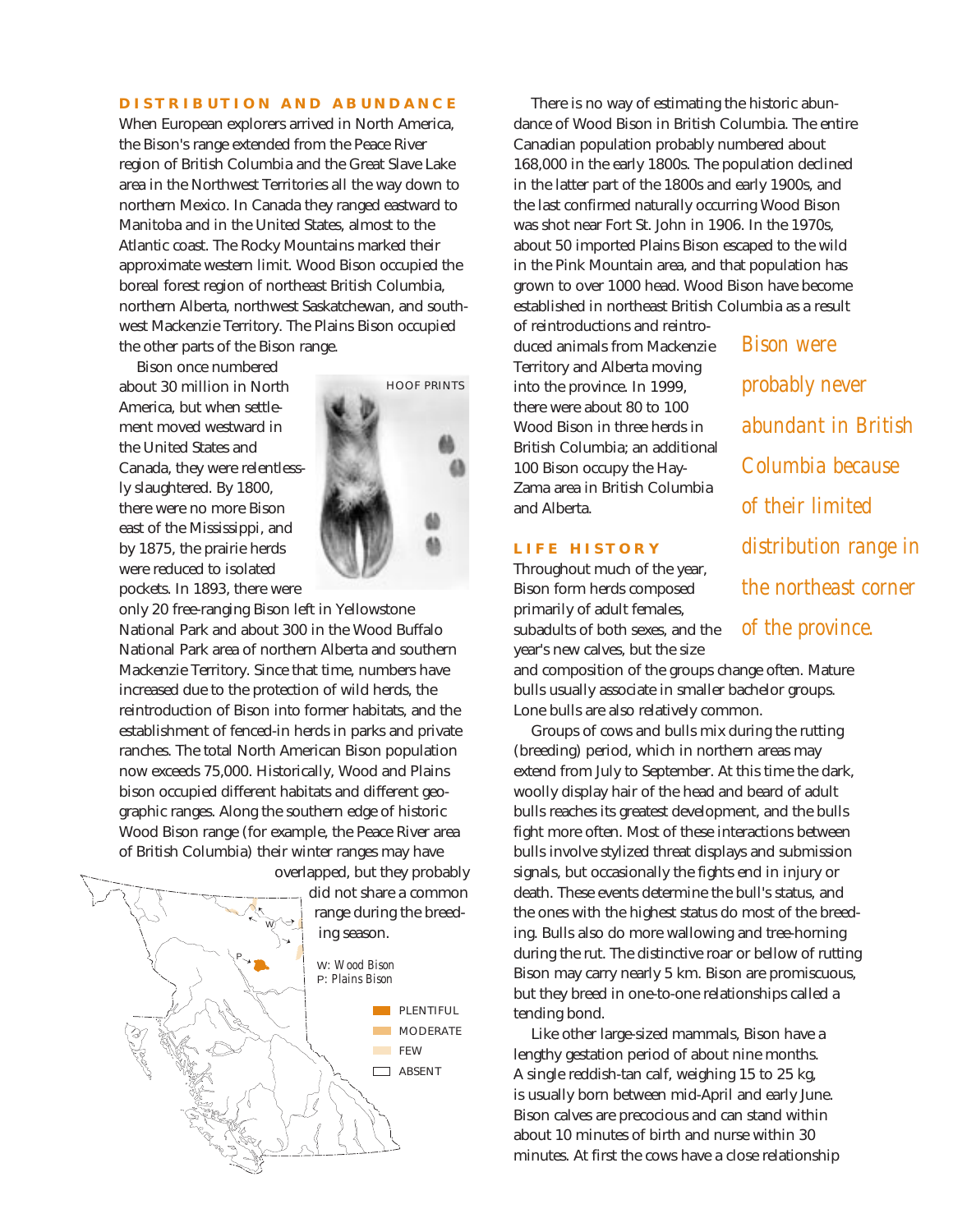## DISTRIBUTION AND ABUNDANCE

When European explorers arrived in North America, the Bison's range extended from the Peace River region of British Columbia and the Great Slave Lake area in the Northwest Territories all the way down to northern Mexico. In Canada they ranged eastward to Manitoba and in the United States, almost to the Atlantic coast. The Rocky Mountains marked their approximate western limit. Wood Bison occupied the boreal forest region of northeast British Columbia, northern Alberta, northwest Saskatchewan, and southwest Mackenzie Territory. The Plains Bison occupied the other parts of the Bison range.

Bison once numbered about 30 million in North America, but when settlement moved westward in the United States and Canada, they were relentlessly slaughtered. By 1800, there were no more Bison east of the Mississippi, and by 1875, the prairie herds were reduced to isolated pockets. In 1893, there were only 20 free-ranging Bison left in Yellowstone National Park and about 300 in the Wood Buffalo National Park area of northern Alberta and southern Mackenzie Territory. Since that time, numbers have increased due to the protection of wild herds, the reintroduction of Bison into former habitats, and the establishment of fenced-in herds in parks and private ranches. The total North American Bison population now exceeds 75,000. Historically, Wood and Plains bison occupied different habitats and different geographic ranges. Along the southern edge of historic Wood Bison range (for example, the Peace River area of British Columbia) their winter ranges may have overlapped, but they probably did not share a common range during the breeding season.

HOOF PRINTS

W: *Wood Bison*
P: *Plains Bison*

PLENTIFUL
MODERATE
FEW
ABSENT

There is no way of estimating the historic abundance of Wood Bison in British Columbia. The entire Canadian population probably numbered about 168,000 in the early 1800s. The population declined in the latter part of the 1800s and early 1900s, and the last confirmed naturally occurring Wood Bison was shot near Fort St. John in 1906. In the 1970s, about 50 imported Plains Bison escaped to the wild in the Pink Mountain area, and that population has grown to over 1000 head. Wood Bison have become established in northeast British Columbia as a result of reintroductions and reintroduced animals from Mackenzie Territory and Alberta moving into the province. In 1999, there were about 80 to 100 Wood Bison in three herds in British Columbia; an additional 100 Bison occupy the Hay-Zama area in British Columbia and Alberta.

*Bison were probably never abundant in British Columbia because of their limited distribution range in the northeast corner of the province.*

## LIFE HISTORY

Throughout much of the year, Bison form herds composed primarily of adult females, subadults of both sexes, and the year's new calves, but the size and composition of the groups change often. Mature bulls usually associate in smaller bachelor groups. Lone bulls are also relatively common.

Groups of cows and bulls mix during the rutting (breeding) period, which in northern areas may extend from July to September. At this time the dark, woolly display hair of the head and beard of adult bulls reaches its greatest development, and the bulls fight more often. Most of these interactions between bulls involve stylized threat displays and submission signals, but occasionally the fights end in injury or death. These events determine the bull's status, and the ones with the highest status do most of the breeding. Bulls also do more wallowing and tree-horning during the rut. The distinctive roar or bellow of rutting Bison may carry nearly 5 km. Bison are promiscuous, but they breed in one-to-one relationships called a tending bond.

Like other large-sized mammals, Bison have a lengthy gestation period of about nine months. A single reddish-tan calf, weighing 15 to 25 kg, is usually born between mid-April and early June. Bison calves are precocious and can stand within about 10 minutes of birth and nurse within 30 minutes. At first the cows have a close relationship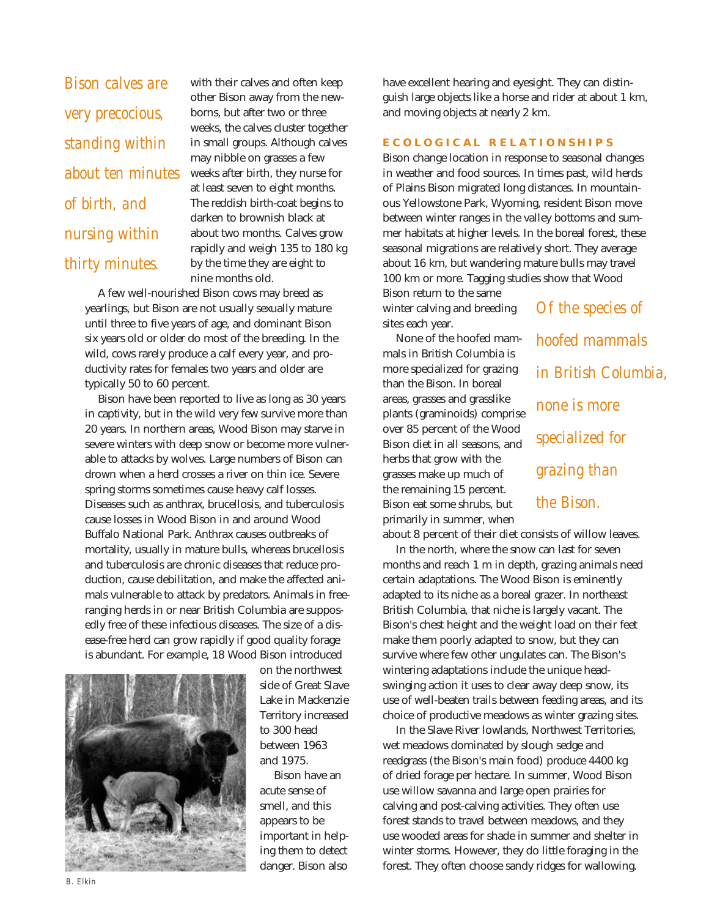*Bison calves are very precocious, standing within about ten minutes of birth, and nursing within thirty minutes.*

with their calves and often keep other Bison away from the newborns, but after two or three weeks, the calves cluster together in small groups. Although calves may nibble on grasses a few weeks after birth, they nurse for at least seven to eight months. The reddish birth-coat begins to darken to brownish black at about two months. Calves grow rapidly and weigh 135 to 180 kg by the time they are eight to nine months old.

A few well-nourished Bison cows may breed as yearlings, but Bison are not usually sexually mature until three to five years of age, and dominant Bison six years old or older do most of the breeding. In the wild, cows rarely produce a calf every year, and productivity rates for females two years and older are typically 50 to 60 percent.

Bison have been reported to live as long as 30 years in captivity, but in the wild very few survive more than 20 years. In northern areas, Wood Bison may starve in severe winters with deep snow or become more vulnerable to attacks by wolves. Large numbers of Bison can drown when a herd crosses a river on thin ice. Severe spring storms sometimes cause heavy calf losses. Diseases such as anthrax, brucellosis, and tuberculosis cause losses in Wood Bison in and around Wood Buffalo National Park. Anthrax causes outbreaks of mortality, usually in mature bulls, whereas brucellosis and tuberculosis are chronic diseases that reduce production, cause debilitation, and make the affected animals vulnerable to attack by predators. Animals in free-ranging herds in or near British Columbia are supposedly free of these infectious diseases. The size of a disease-free herd can grow rapidly if good quality forage is abundant. For example, 18 Wood Bison introduced on the northwest side of Great Slave Lake in Mackenzie Territory increased to 300 head between 1963 and 1975.

B. Elkin

Bison have an acute sense of smell, and this appears to be important in helping them to detect danger. Bison also have excellent hearing and eyesight. They can distinguish large objects like a horse and rider at about 1 km, and moving objects at nearly 2 km.

## ECOLOGICAL RELATIONSHIPS

Bison change location in response to seasonal changes in weather and food sources. In times past, wild herds of Plains Bison migrated long distances. In mountainous Yellowstone Park, Wyoming, resident Bison move between winter ranges in the valley bottoms and summer habitats at higher levels. In the boreal forest, these seasonal migrations are relatively short. They average about 16 km, but wandering mature bulls may travel 100 km or more. Tagging studies show that Wood Bison return to the same winter calving and breeding sites each year.

*Of the species of hoofed mammals in British Columbia, none is more specialized for grazing than the Bison.*

None of the hoofed mammals in British Columbia is more specialized for grazing than the Bison. In boreal areas, grasses and grasslike plants (graminoids) comprise over 85 percent of the Wood Bison diet in all seasons, and herbs that grow with the grasses make up much of the remaining 15 percent. Bison eat some shrubs, but primarily in summer, when about 8 percent of their diet consists of willow leaves.

In the north, where the snow can last for seven months and reach 1 m in depth, grazing animals need certain adaptations. The Wood Bison is eminently adapted to its niche as a boreal grazer. In northeast British Columbia, that niche is largely vacant. The Bison's chest height and the weight load on their feet make them poorly adapted to snow, but they can survive where few other ungulates can. The Bison's wintering adaptations include the unique head-swinging action it uses to clear away deep snow, its use of well-beaten trails between feeding areas, and its choice of productive meadows as winter grazing sites.

In the Slave River lowlands, Northwest Territories, wet meadows dominated by slough sedge and reedgrass (the Bison's main food) produce 4400 kg of dried forage per hectare. In summer, Wood Bison use willow savanna and large open prairies for calving and post-calving activities. They often use forest stands to travel between meadows, and they use wooded areas for shade in summer and shelter in winter storms. However, they do little foraging in the forest. They often choose sandy ridges for wallowing.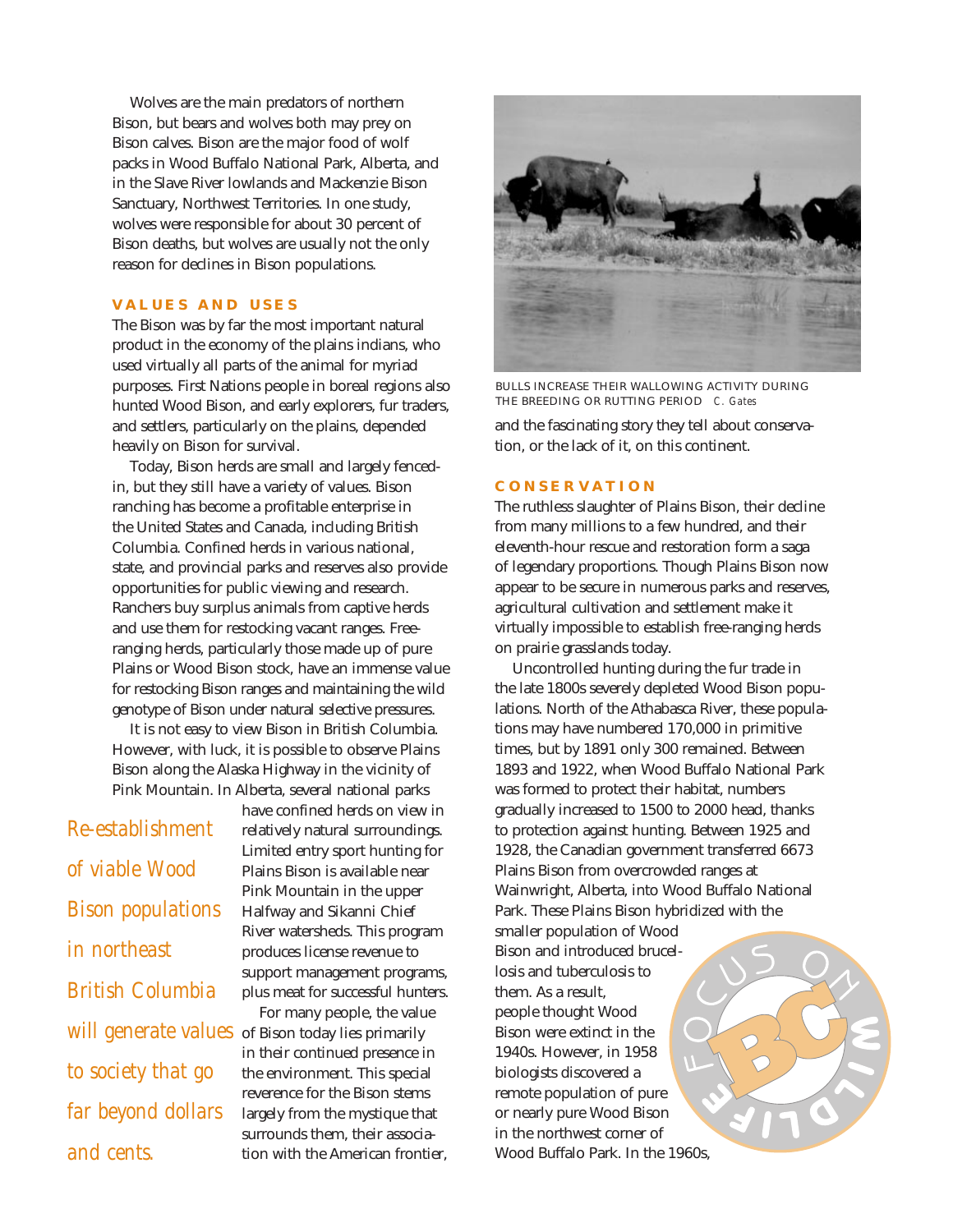Wolves are the main predators of northern Bison, but bears and wolves both may prey on Bison calves. Bison are the major food of wolf packs in Wood Buffalo National Park, Alberta, and in the Slave River lowlands and Mackenzie Bison Sanctuary, Northwest Territories. In one study, wolves were responsible for about 30 percent of Bison deaths, but wolves are usually not the only reason for declines in Bison populations.

### VALUES AND USES

The Bison was by far the most important natural product in the economy of the plains indians, who used virtually all parts of the animal for myriad purposes. First Nations people in boreal regions also hunted Wood Bison, and early explorers, fur traders, and settlers, particularly on the plains, depended heavily on Bison for survival.

Today, Bison herds are small and largely fenced-in, but they still have a variety of values. Bison ranching has become a profitable enterprise in the United States and Canada, including British Columbia. Confined herds in various national, state, and provincial parks and reserves also provide opportunities for public viewing and research. Ranchers buy surplus animals from captive herds and use them for restocking vacant ranges. Free-ranging herds, particularly those made up of pure Plains or Wood Bison stock, have an immense value for restocking Bison ranges and maintaining the wild genotype of Bison under natural selective pressures.

It is not easy to view Bison in British Columbia. However, with luck, it is possible to observe Plains Bison along the Alaska Highway in the vicinity of Pink Mountain. In Alberta, several national parks have confined herds on view in relatively natural surroundings. Limited entry sport hunting for Plains Bison is available near Pink Mountain in the upper Halfway and Sikanni Chief River watersheds. This program produces license revenue to support management programs, plus meat for successful hunters.

*Re-establishment of viable Wood Bison populations in northeast British Columbia will generate values to society that go far beyond dollars and cents.*

For many people, the value of Bison today lies primarily in their continued presence in the environment. This special reverence for the Bison stems largely from the mystique that surrounds them, their association with the American frontier, and the fascinating story they tell about conservation, or the lack of it, on this continent.

BULLS INCREASE THEIR WALLOWING ACTIVITY DURING THE BREEDING OR RUTTING PERIOD *C. Gates*

### CONSERVATION

The ruthless slaughter of Plains Bison, their decline from many millions to a few hundred, and their eleventh-hour rescue and restoration form a saga of legendary proportions. Though Plains Bison now appear to be secure in numerous parks and reserves, agricultural cultivation and settlement make it virtually impossible to establish free-ranging herds on prairie grasslands today.

Uncontrolled hunting during the fur trade in the late 1800s severely depleted Wood Bison populations. North of the Athabasca River, these populations may have numbered 170,000 in primitive times, but by 1891 only 300 remained. Between 1893 and 1922, when Wood Buffalo National Park was formed to protect their habitat, numbers gradually increased to 1500 to 2000 head, thanks to protection against hunting. Between 1925 and 1928, the Canadian government transferred 6673 Plains Bison from overcrowded ranges at Wainwright, Alberta, into Wood Buffalo National Park. These Plains Bison hybridized with the smaller population of Wood Bison and introduced brucellosis and tuberculosis to them. As a result, people thought Wood Bison were extinct in the 1940s. However, in 1958 biologists discovered a remote population of pure or nearly pure Wood Bison in the northwest corner of Wood Buffalo Park. In the 1960s,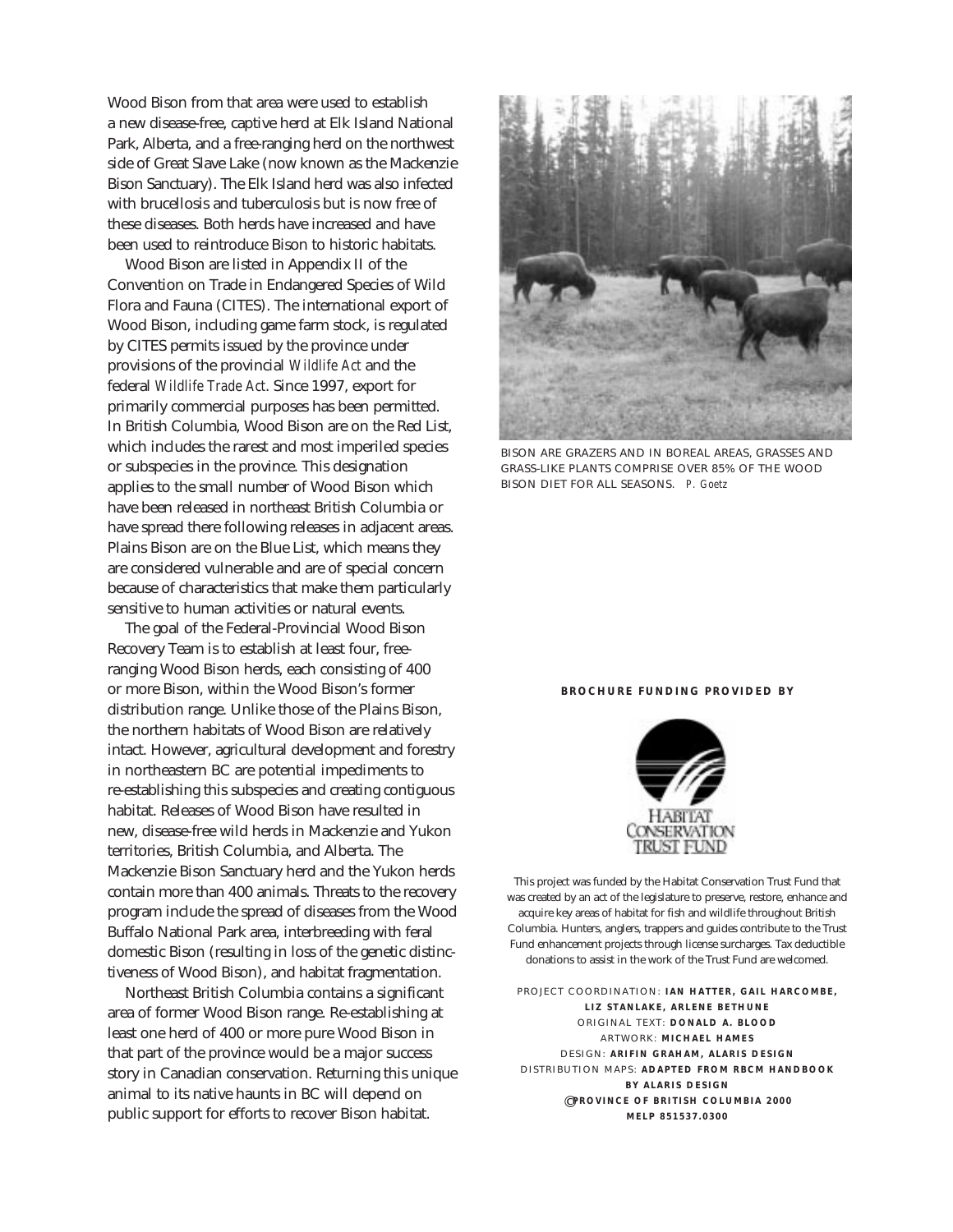Wood Bison from that area were used to establish a new disease-free, captive herd at Elk Island National Park, Alberta, and a free-ranging herd on the northwest side of Great Slave Lake (now known as the Mackenzie Bison Sanctuary). The Elk Island herd was also infected with brucellosis and tuberculosis but is now free of these diseases. Both herds have increased and have been used to reintroduce Bison to historic habitats.

Wood Bison are listed in Appendix II of the Convention on Trade in Endangered Species of Wild Flora and Fauna (CITES). The international export of Wood Bison, including game farm stock, is regulated by CITES permits issued by the province under provisions of the provincial *Wildlife Act* and the federal *Wildlife Trade Act*. Since 1997, export for primarily commercial purposes has been permitted. In British Columbia, Wood Bison are on the Red List, which includes the rarest and most imperiled species or subspecies in the province. This designation applies to the small number of Wood Bison which have been released in northeast British Columbia or have spread there following releases in adjacent areas. Plains Bison are on the Blue List, which means they are considered vulnerable and are of special concern because of characteristics that make them particularly sensitive to human activities or natural events.

The goal of the Federal-Provincial Wood Bison Recovery Team is to establish at least four, free-ranging Wood Bison herds, each consisting of 400 or more Bison, within the Wood Bison's former distribution range. Unlike those of the Plains Bison, the northern habitats of Wood Bison are relatively intact. However, agricultural development and forestry in northeastern BC are potential impediments to re-establishing this subspecies and creating contiguous habitat. Releases of Wood Bison have resulted in new, disease-free wild herds in Mackenzie and Yukon territories, British Columbia, and Alberta. The Mackenzie Bison Sanctuary herd and the Yukon herds contain more than 400 animals. Threats to the recovery program include the spread of diseases from the Wood Buffalo National Park area, interbreeding with feral domestic Bison (resulting in loss of the genetic distinctiveness of Wood Bison), and habitat fragmentation.

Northeast British Columbia contains a significant area of former Wood Bison range. Re-establishing at least one herd of 400 or more pure Wood Bison in that part of the province would be a major success story in Canadian conservation. Returning this unique animal to its native haunts in BC will depend on public support for efforts to recover Bison habitat.

BISON ARE GRAZERS AND IN BOREAL AREAS, GRASSES AND GRASS-LIKE PLANTS COMPRISE OVER 85% OF THE WOOD BISON DIET FOR ALL SEASONS. *P. Goetz*

**BROCHURE FUNDING PROVIDED BY**

HABITAT CONSERVATION TRUST FUND

This project was funded by the Habitat Conservation Trust Fund that was created by an act of the legislature to preserve, restore, enhance and acquire key areas of habitat for fish and wildlife throughout British Columbia. Hunters, anglers, trappers and guides contribute to the Trust Fund enhancement projects through license surcharges. Tax deductible donations to assist in the work of the Trust Fund are welcomed.

PROJECT COORDINATION: **IAN HATTER, GAIL HARCOMBE, LIZ STANLAKE, ARLENE BETHUNE**
ORIGINAL TEXT: **DONALD A. BLOOD**
ARTWORK: **MICHAEL HAMES**
DESIGN: **ARIFIN GRAHAM, ALARIS DESIGN**
DISTRIBUTION MAPS: **ADAPTED FROM RBCM HANDBOOK BY ALARIS DESIGN**
**©PROVINCE OF BRITISH COLUMBIA 2000**
**MELP 851537.0300**